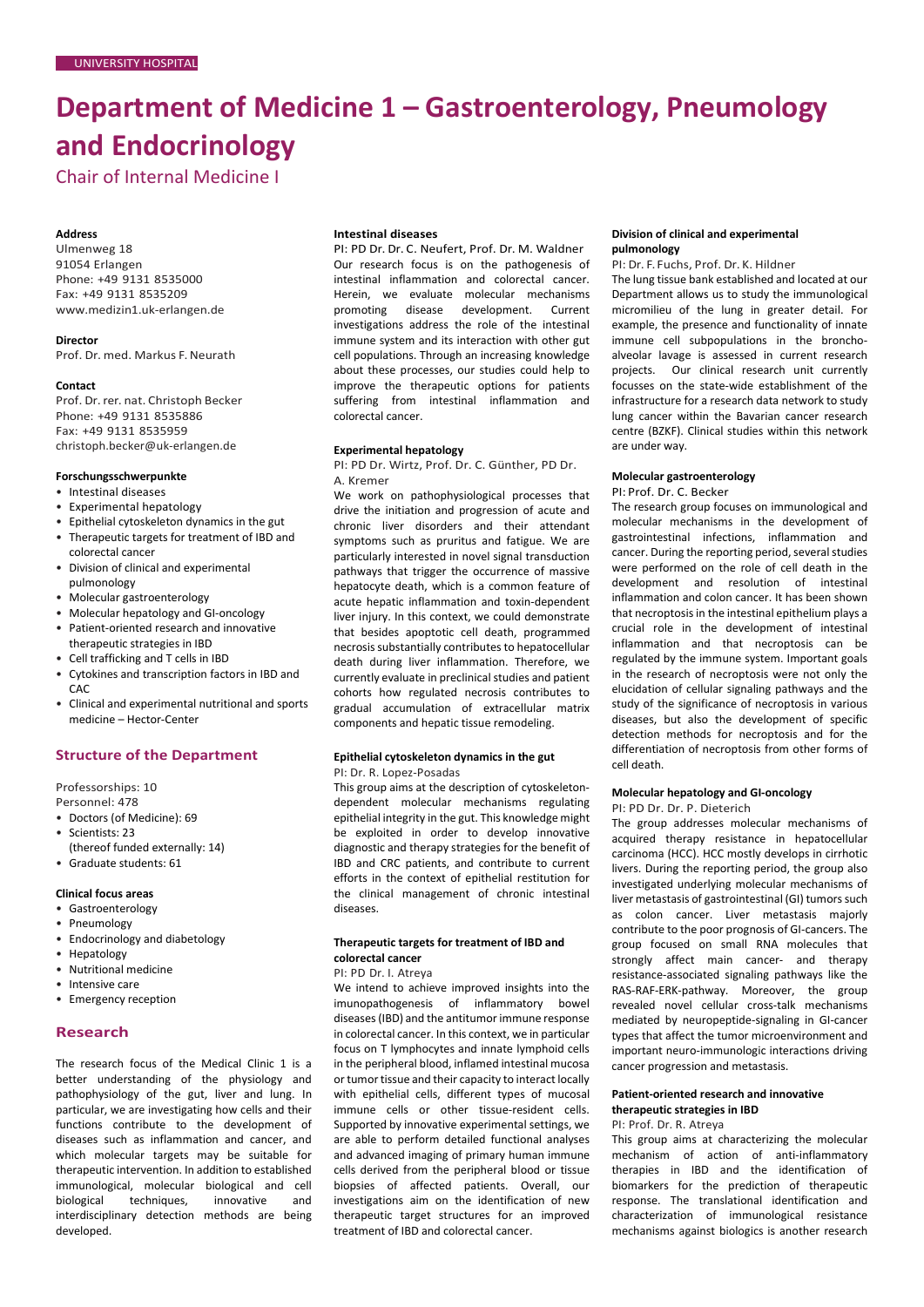UNIVERSITY HOSPITAL

# Department of Medicine 1 – Gastroenterology, Pneumology and Endocrinology

Chair of Internal Medicine I

**Address**
Ulmenweg 18
91054 Erlangen
Phone: +49 9131 8535000
Fax: +49 9131 8535209
www.medizin1.uk-erlangen.de

**Director**
Prof. Dr. med. Markus F. Neurath

**Contact**
Prof. Dr. rer. nat. Christoph Becker
Phone: +49 9131 8535886
Fax: +49 9131 8535959
christoph.becker@uk-erlangen.de

**Forschungsschwerpunkte**

- Intestinal diseases
- Experimental hepatology
- Epithelial cytoskeleton dynamics in the gut
- Therapeutic targets for treatment of IBD and colorectal cancer
- Division of clinical and experimental pulmonology
- Molecular gastroenterology
- Molecular hepatology and GI-oncology
- Patient-oriented research and innovative therapeutic strategies in IBD
- Cell trafficking and T cells in IBD
- Cytokines and transcription factors in IBD and CAC
- Clinical and experimental nutritional and sports medicine – Hector-Center

## Structure of the Department

Professorships: 10
Personnel: 478

- Doctors (of Medicine): 69
- Scientists: 23
  (thereof funded externally: 14)
- Graduate students: 61

**Clinical focus areas**

- Gastroenterology
- Pneumology
- Endocrinology and diabetology
- Hepatology
- Nutritional medicine
- Intensive care
- Emergency reception

## Research

The research focus of the Medical Clinic 1 is a better understanding of the physiology and pathophysiology of the gut, liver and lung. In particular, we are investigating how cells and their functions contribute to the development of diseases such as inflammation and cancer, and which molecular targets may be suitable for therapeutic intervention. In addition to established immunological, molecular biological and cell biological techniques, innovative and interdisciplinary detection methods are being developed.

### Intestinal diseases

PI: PD Dr. Dr. C. Neufert, Prof. Dr. M. Waldner

Our research focus is on the pathogenesis of intestinal inflammation and colorectal cancer. Herein, we evaluate molecular mechanisms promoting disease development. Current investigations address the role of the intestinal immune system and its interaction with other gut cell populations. Through an increasing knowledge about these processes, our studies could help to improve the therapeutic options for patients suffering from intestinal inflammation and colorectal cancer.

### Experimental hepatology

PI: PD Dr. Wirtz, Prof. Dr. C. Günther, PD Dr. A. Kremer

We work on pathophysiological processes that drive the initiation and progression of acute and chronic liver disorders and their attendant symptoms such as pruritus and fatigue. We are particularly interested in novel signal transduction pathways that trigger the occurrence of massive hepatocyte death, which is a common feature of acute hepatic inflammation and toxin-dependent liver injury. In this context, we could demonstrate that besides apoptotic cell death, programmed necrosis substantially contributes to hepatocellular death during liver inflammation. Therefore, we currently evaluate in preclinical studies and patient cohorts how regulated necrosis contributes to gradual accumulation of extracellular matrix components and hepatic tissue remodeling.

### Epithelial cytoskeleton dynamics in the gut

PI: Dr. R. Lopez-Posadas

This group aims at the description of cytoskeleton-dependent molecular mechanisms regulating epithelial integrity in the gut. This knowledge might be exploited in order to develop innovative diagnostic and therapy strategies for the benefit of IBD and CRC patients, and contribute to current efforts in the context of epithelial restitution for the clinical management of chronic intestinal diseases.

### Therapeutic targets for treatment of IBD and colorectal cancer

PI: PD Dr. I. Atreya

We intend to achieve improved insights into the imunopathogenesis of inflammatory bowel diseases (IBD) and the antitumor immune response in colorectal cancer. In this context, we in particular focus on T lymphocytes and innate lymphoid cells in the peripheral blood, inflamed intestinal mucosa or tumor tissue and their capacity to interact locally with epithelial cells, different types of mucosal immune cells or other tissue-resident cells. Supported by innovative experimental settings, we are able to perform detailed functional analyses and advanced imaging of primary human immune cells derived from the peripheral blood or tissue biopsies of affected patients. Overall, our investigations aim on the identification of new therapeutic target structures for an improved treatment of IBD and colorectal cancer.

### Division of clinical and experimental pulmonology

PI: Dr. F. Fuchs, Prof. Dr. K. Hildner

The lung tissue bank established and located at our Department allows us to study the immunological micromilieu of the lung in greater detail. For example, the presence and functionality of innate immune cell subpopulations in the broncho-alveolar lavage is assessed in current research projects. Our clinical research unit currently focusses on the state-wide establishment of the infrastructure for a research data network to study lung cancer within the Bavarian cancer research centre (BZKF). Clinical studies within this network are under way.

### Molecular gastroenterology

PI: Prof. Dr. C. Becker

The research group focuses on immunological and molecular mechanisms in the development of gastrointestinal infections, inflammation and cancer. During the reporting period, several studies were performed on the role of cell death in the development and resolution of intestinal inflammation and colon cancer. It has been shown that necroptosis in the intestinal epithelium plays a crucial role in the development of intestinal inflammation and that necroptosis can be regulated by the immune system. Important goals in the research of necroptosis were not only the elucidation of cellular signaling pathways and the study of the significance of necroptosis in various diseases, but also the development of specific detection methods for necroptosis and for the differentiation of necroptosis from other forms of cell death.

### Molecular hepatology and GI-oncology

PI: PD Dr. Dr. P. Dieterich

The group addresses molecular mechanisms of acquired therapy resistance in hepatocellular carcinoma (HCC). HCC mostly develops in cirrhotic livers. During the reporting period, the group also investigated underlying molecular mechanisms of liver metastasis of gastrointestinal (GI) tumors such as colon cancer. Liver metastasis majorly contribute to the poor prognosis of GI-cancers. The group focused on small RNA molecules that strongly affect main cancer- and therapy resistance-associated signaling pathways like the RAS-RAF-ERK-pathway. Moreover, the group revealed novel cellular cross-talk mechanisms mediated by neuropeptide-signaling in GI-cancer types that affect the tumor microenvironment and important neuro-immunologic interactions driving cancer progression and metastasis.

### Patient-oriented research and innovative therapeutic strategies in IBD

PI: Prof. Dr. R. Atreya

This group aims at characterizing the molecular mechanism of action of anti-inflammatory therapies in IBD and the identification of biomarkers for the prediction of therapeutic response. The translational identification and characterization of immunological resistance mechanisms against biologics is another research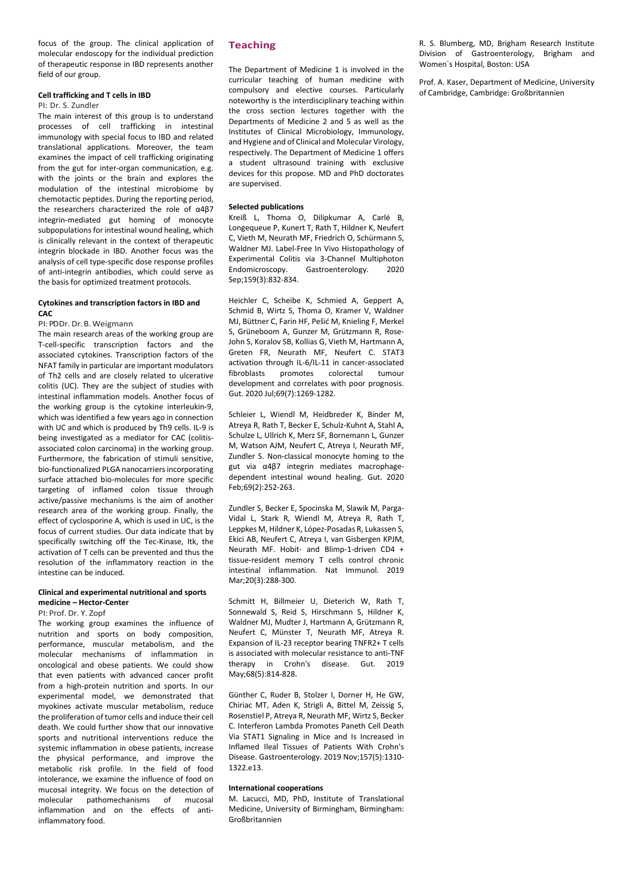focus of the group. The clinical application of molecular endoscopy for the individual prediction of therapeutic response in IBD represents another field of our group.

#### Cell trafficking and T cells in IBD

PI: Dr. S. Zundler

The main interest of this group is to understand processes of cell trafficking in intestinal immunology with special focus to IBD and related translational applications. Moreover, the team examines the impact of cell trafficking originating from the gut for inter-organ communication, e.g. with the joints or the brain and explores the modulation of the intestinal microbiome by chemotactic peptides. During the reporting period, the researchers characterized the role of α4β7 integrin-mediated gut homing of monocyte subpopulations for intestinal wound healing, which is clinically relevant in the context of therapeutic integrin blockade in IBD. Another focus was the analysis of cell type-specific dose response profiles of anti-integrin antibodies, which could serve as the basis for optimized treatment protocols.

#### Cytokines and transcription factors in IBD and CAC

PI: PDDr. Dr. B. Weigmann

The main research areas of the working group are T-cell-specific transcription factors and the associated cytokines. Transcription factors of the NFAT family in particular are important modulators of Th2 cells and are closely related to ulcerative colitis (UC). They are the subject of studies with intestinal inflammation models. Another focus of the working group is the cytokine interleukin-9, which was identified a few years ago in connection with UC and which is produced by Th9 cells. IL-9 is being investigated as a mediator for CAC (colitis-associated colon carcinoma) in the working group. Furthermore, the fabrication of stimuli sensitive, bio-functionalized PLGA nanocarriers incorporating surface attached bio-molecules for more specific targeting of inflamed colon tissue through active/passive mechanisms is the aim of another research area of the working group. Finally, the effect of cyclosporine A, which is used in UC, is the focus of current studies. Our data indicate that by specifically switching off the Tec-Kinase, Itk, the activation of T cells can be prevented and thus the resolution of the inflammatory reaction in the intestine can be induced.

#### Clinical and experimental nutritional and sports medicine – Hector-Center

PI: Prof. Dr. Y. Zopf

The working group examines the influence of nutrition and sports on body composition, performance, muscular metabolism, and the molecular mechanisms of inflammation in oncological and obese patients. We could show that even patients with advanced cancer profit from a high-protein nutrition and sports. In our experimental model, we demonstrated that myokines activate muscular metabolism, reduce the proliferation of tumor cells and induce their cell death. We could further show that our innovative sports and nutritional interventions reduce the systemic inflammation in obese patients, increase the physical performance, and improve the metabolic risk profile. In the field of food intolerance, we examine the influence of food on mucosal integrity. We focus on the detection of molecular pathomechanisms of mucosal inflammation and on the effects of anti-inflammatory food.

## Teaching

The Department of Medicine 1 is involved in the curricular teaching of human medicine with compulsory and elective courses. Particularly noteworthy is the interdisciplinary teaching within the cross section lectures together with the Departments of Medicine 2 and 5 as well as the Institutes of Clinical Microbiology, Immunology, and Hygiene and of Clinical and Molecular Virology, respectively. The Department of Medicine 1 offers a student ultrasound training with exclusive devices for this propose. MD and PhD doctorates are supervised.

#### Selected publications

Kreiß L, Thoma O, Dilipkumar A, Carlé B, Longequeue P, Kunert T, Rath T, Hildner K, Neufert C, Vieth M, Neurath MF, Friedrich O, Schürmann S, Waldner MJ. Label-Free In Vivo Histopathology of Experimental Colitis via 3-Channel Multiphoton Endomicroscopy. Gastroenterology. 2020 Sep;159(3):832-834.

Heichler C, Scheibe K, Schmied A, Geppert A, Schmid B, Wirtz S, Thoma O, Kramer V, Waldner MJ, Büttner C, Farin HF, Pešić M, Knieling F, Merkel S, Grüneboom A, Gunzer M, Grützmann R, Rose-John S, Koralov SB, Kollias G, Vieth M, Hartmann A, Greten FR, Neurath MF, Neufert C. STAT3 activation through IL-6/IL-11 in cancer-associated fibroblasts promotes colorectal tumour development and correlates with poor prognosis. Gut. 2020 Jul;69(7):1269-1282.

Schleier L, Wiendl M, Heidbreder K, Binder M, Atreya R, Rath T, Becker E, Schulz-Kuhnt A, Stahl A, Schulze L, Ullrich K, Merz SF, Bornemann L, Gunzer M, Watson AJM, Neufert C, Atreya I, Neurath MF, Zundler S. Non-classical monocyte homing to the gut via α4β7 integrin mediates macrophage-dependent intestinal wound healing. Gut. 2020 Feb;69(2):252-263.

Zundler S, Becker E, Spocinska M, Slawik M, Parga-Vidal L, Stark R, Wiendl M, Atreya R, Rath T, Leppkes M, Hildner K, López-Posadas R, Lukassen S, Ekici AB, Neufert C, Atreya I, van Gisbergen KPJM, Neurath MF. Hobit- and Blimp-1-driven CD4 + tissue-resident memory T cells control chronic intestinal inflammation. Nat Immunol. 2019 Mar;20(3):288-300.

Schmitt H, Billmeier U, Dieterich W, Rath T, Sonnewald S, Reid S, Hirschmann S, Hildner K, Waldner MJ, Mudter J, Hartmann A, Grützmann R, Neufert C, Münster T, Neurath MF, Atreya R. Expansion of IL-23 receptor bearing TNFR2+ T cells is associated with molecular resistance to anti-TNF therapy in Crohn's disease. Gut. 2019 May;68(5):814-828.

Günther C, Ruder B, Stolzer I, Dorner H, He GW, Chiriac MT, Aden K, Strigli A, Bittel M, Zeissig S, Rosenstiel P, Atreya R, Neurath MF, Wirtz S, Becker C. Interferon Lambda Promotes Paneth Cell Death Via STAT1 Signaling in Mice and Is Increased in Inflamed Ileal Tissues of Patients With Crohn's Disease. Gastroenterology. 2019 Nov;157(5):1310-1322.e13.

#### International cooperations

M. Iacucci, MD, PhD, Institute of Translational Medicine, University of Birmingham, Birmingham: Großbritannien

R. S. Blumberg, MD, Brigham Research Institute Division of Gastroenterology, Brigham and Women`s Hospital, Boston: USA

Prof. A. Kaser, Department of Medicine, University of Cambridge, Cambridge: Großbritannien